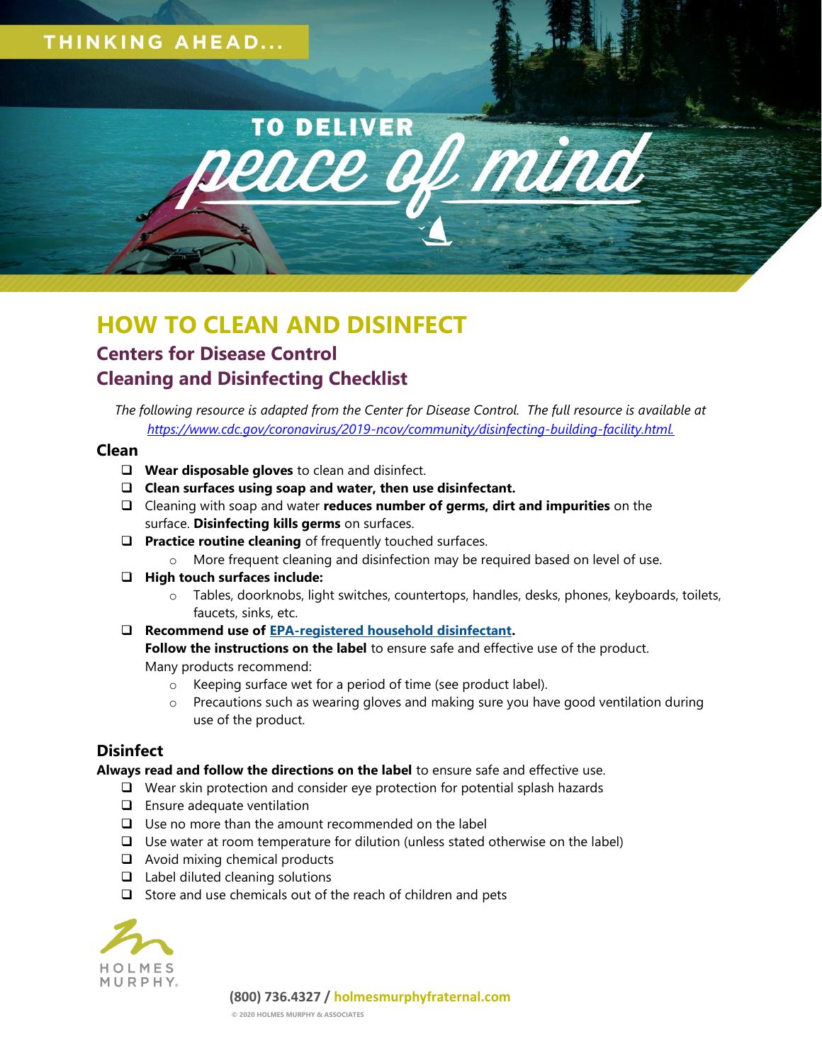THINKING AHEAD...

TO DELIVER *peace of mind*

# HOW TO CLEAN AND DISINFECT

## Centers for Disease Control

## Cleaning and Disinfecting Checklist

*The following resource is adapted from the Center for Disease Control. The full resource is available at [https://www.cdc.gov/coronavirus/2019-ncov/community/disinfecting-building-facility.html.](https://www.cdc.gov/coronavirus/2019-ncov/community/disinfecting-building-facility.html)*

### Clean

- [ ] **Wear disposable gloves** to clean and disinfect.
- [ ] **Clean surfaces using soap and water, then use disinfectant.**
- [ ] Cleaning with soap and water **reduces number of germs, dirt and impurities** on the surface. **Disinfecting kills germs** on surfaces.
- [ ] **Practice routine cleaning** of frequently touched surfaces.
  - More frequent cleaning and disinfection may be required based on level of use.
- [ ] **High touch surfaces include:**
  - Tables, doorknobs, light switches, countertops, handles, desks, phones, keyboards, toilets, faucets, sinks, etc.
- [ ] **Recommend use of [EPA-registered household disinfectant].**
  **Follow the instructions on the label** to ensure safe and effective use of the product.
  Many products recommend:
  - Keeping surface wet for a period of time (see product label).
  - Precautions such as wearing gloves and making sure you have good ventilation during use of the product.

### Disinfect

**Always read and follow the directions on the label** to ensure safe and effective use.

- [ ] Wear skin protection and consider eye protection for potential splash hazards
- [ ] Ensure adequate ventilation
- [ ] Use no more than the amount recommended on the label
- [ ] Use water at room temperature for dilution (unless stated otherwise on the label)
- [ ] Avoid mixing chemical products
- [ ] Label diluted cleaning solutions
- [ ] Store and use chemicals out of the reach of children and pets

HOLMES MURPHY

**(800) 736.4327 / holmesmurphyfraternal.com**

© 2020 HOLMES MURPHY & ASSOCIATES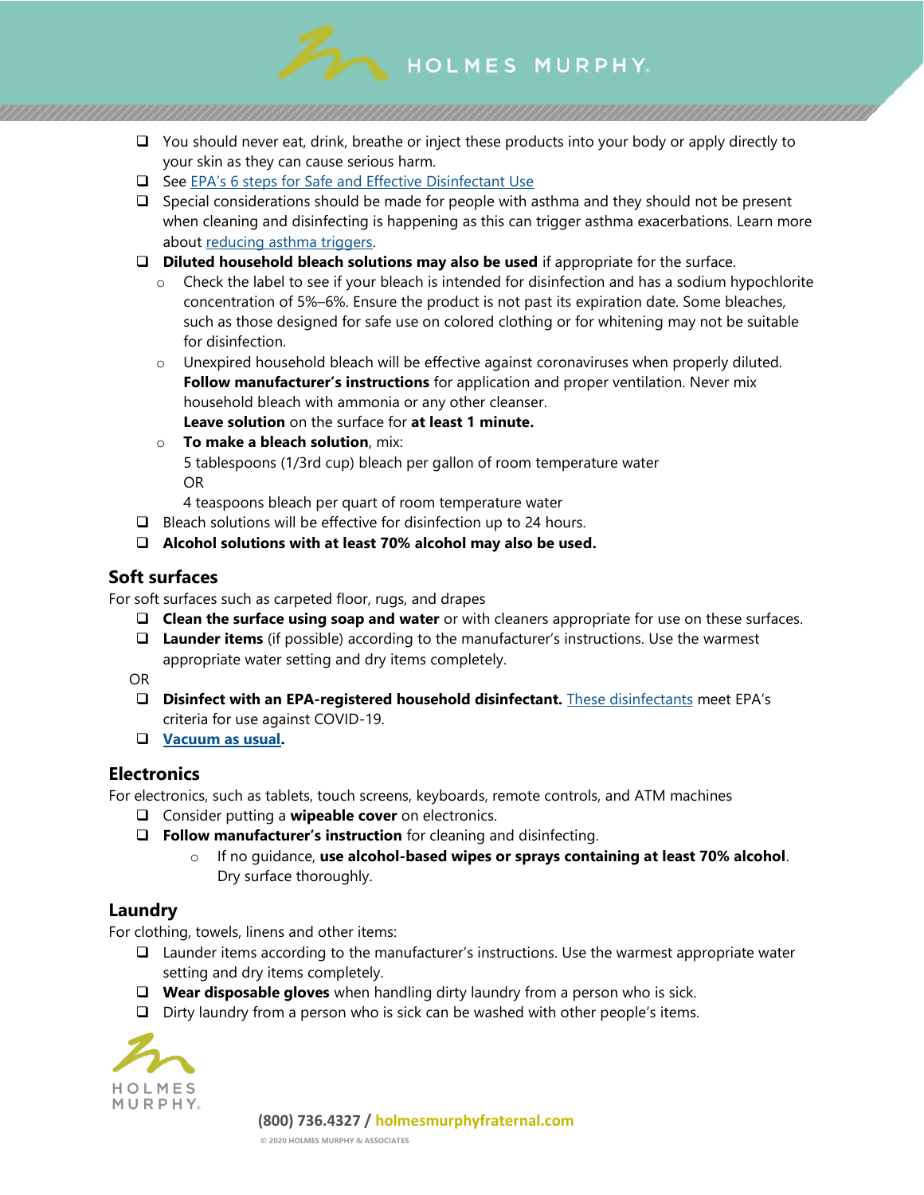- You should never eat, drink, breathe or inject these products into your body or apply directly to your skin as they can cause serious harm.
- See EPA's 6 steps for Safe and Effective Disinfectant Use
- Special considerations should be made for people with asthma and they should not be present when cleaning and disinfecting is happening as this can trigger asthma exacerbations. Learn more about reducing asthma triggers.
- **Diluted household bleach solutions may also be used** if appropriate for the surface.
  - Check the label to see if your bleach is intended for disinfection and has a sodium hypochlorite concentration of 5%–6%. Ensure the product is not past its expiration date. Some bleaches, such as those designed for safe use on colored clothing or for whitening may not be suitable for disinfection.
  - Unexpired household bleach will be effective against coronaviruses when properly diluted. **Follow manufacturer's instructions** for application and proper ventilation. Never mix household bleach with ammonia or any other cleanser.
    **Leave solution** on the surface for **at least 1 minute.**
  - **To make a bleach solution**, mix:
    5 tablespoons (1/3rd cup) bleach per gallon of room temperature water
    OR
    4 teaspoons bleach per quart of room temperature water
- Bleach solutions will be effective for disinfection up to 24 hours.
- **Alcohol solutions with at least 70% alcohol may also be used.**

## Soft surfaces

For soft surfaces such as carpeted floor, rugs, and drapes

- **Clean the surface using soap and water** or with cleaners appropriate for use on these surfaces.
- **Launder items** (if possible) according to the manufacturer's instructions. Use the warmest appropriate water setting and dry items completely.

OR

- **Disinfect with an EPA-registered household disinfectant.** These disinfectants meet EPA's criteria for use against COVID-19.
- **Vacuum as usual.**

## Electronics

For electronics, such as tablets, touch screens, keyboards, remote controls, and ATM machines

- Consider putting a **wipeable cover** on electronics.
- **Follow manufacturer's instruction** for cleaning and disinfecting.
  - If no guidance, **use alcohol-based wipes or sprays containing at least 70% alcohol**. Dry surface thoroughly.

## Laundry

For clothing, towels, linens and other items:

- Launder items according to the manufacturer's instructions. Use the warmest appropriate water setting and dry items completely.
- **Wear disposable gloves** when handling dirty laundry from a person who is sick.
- Dirty laundry from a person who is sick can be washed with other people's items.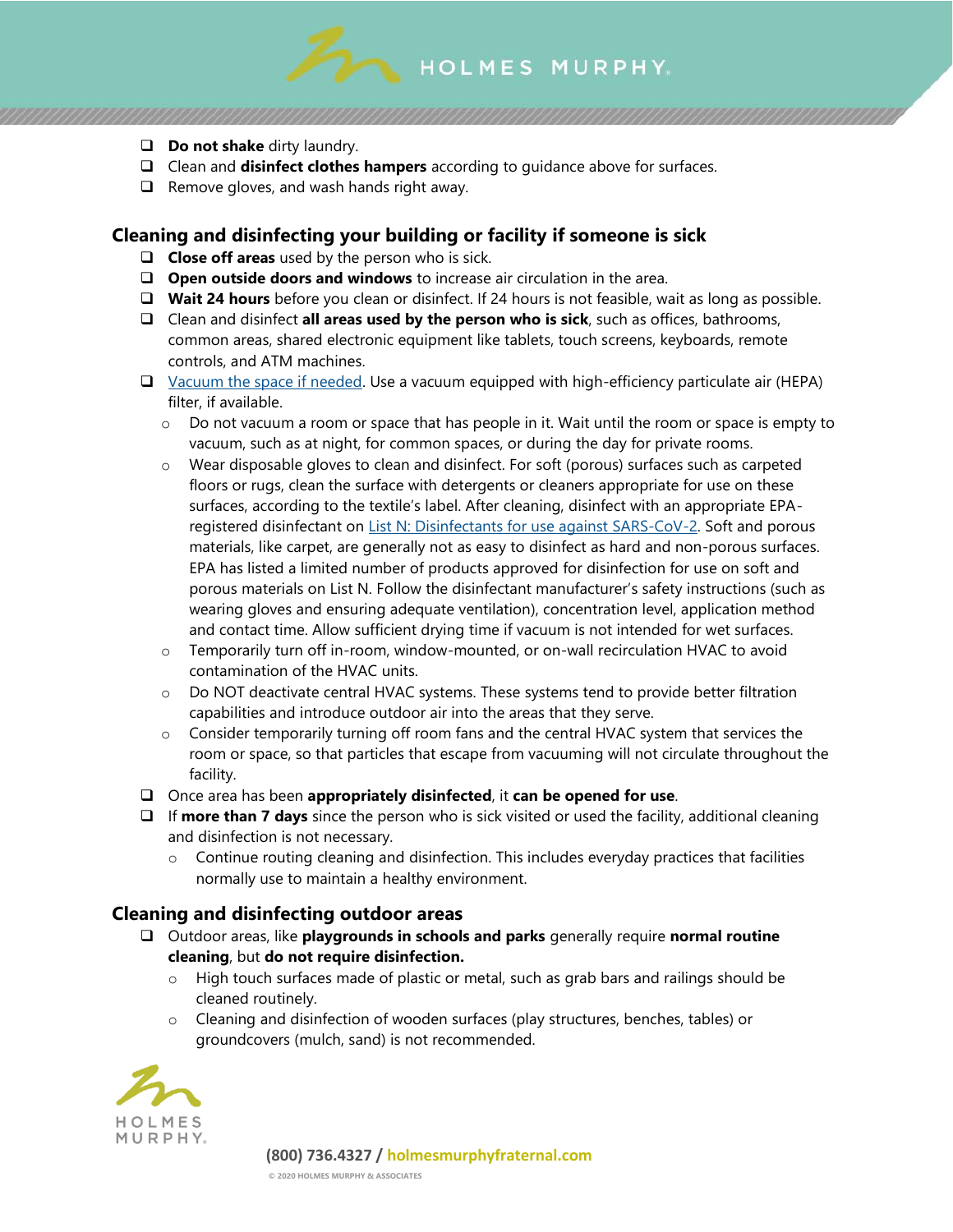- **Do not shake** dirty laundry.
- Clean and **disinfect clothes hampers** according to guidance above for surfaces.
- Remove gloves, and wash hands right away.

## Cleaning and disinfecting your building or facility if someone is sick

- **Close off areas** used by the person who is sick.
- **Open outside doors and windows** to increase air circulation in the area.
- **Wait 24 hours** before you clean or disinfect. If 24 hours is not feasible, wait as long as possible.
- Clean and disinfect **all areas used by the person who is sick**, such as offices, bathrooms, common areas, shared electronic equipment like tablets, touch screens, keyboards, remote controls, and ATM machines.
- [Vacuum the space if needed](). Use a vacuum equipped with high-efficiency particulate air (HEPA) filter, if available.
  - Do not vacuum a room or space that has people in it. Wait until the room or space is empty to vacuum, such as at night, for common spaces, or during the day for private rooms.
  - Wear disposable gloves to clean and disinfect. For soft (porous) surfaces such as carpeted floors or rugs, clean the surface with detergents or cleaners appropriate for use on these surfaces, according to the textile's label. After cleaning, disinfect with an appropriate EPA-registered disinfectant on [List N: Disinfectants for use against SARS-CoV-2](). Soft and porous materials, like carpet, are generally not as easy to disinfect as hard and non-porous surfaces. EPA has listed a limited number of products approved for disinfection for use on soft and porous materials on List N. Follow the disinfectant manufacturer's safety instructions (such as wearing gloves and ensuring adequate ventilation), concentration level, application method and contact time. Allow sufficient drying time if vacuum is not intended for wet surfaces.
  - Temporarily turn off in-room, window-mounted, or on-wall recirculation HVAC to avoid contamination of the HVAC units.
  - Do NOT deactivate central HVAC systems. These systems tend to provide better filtration capabilities and introduce outdoor air into the areas that they serve.
  - Consider temporarily turning off room fans and the central HVAC system that services the room or space, so that particles that escape from vacuuming will not circulate throughout the facility.
- Once area has been **appropriately disinfected**, it **can be opened for use**.
- If **more than 7 days** since the person who is sick visited or used the facility, additional cleaning and disinfection is not necessary.
  - Continue routing cleaning and disinfection. This includes everyday practices that facilities normally use to maintain a healthy environment.

## Cleaning and disinfecting outdoor areas

- Outdoor areas, like **playgrounds in schools and parks** generally require **normal routine cleaning**, but **do not require disinfection.**
  - High touch surfaces made of plastic or metal, such as grab bars and railings should be cleaned routinely.
  - Cleaning and disinfection of wooden surfaces (play structures, benches, tables) or groundcovers (mulch, sand) is not recommended.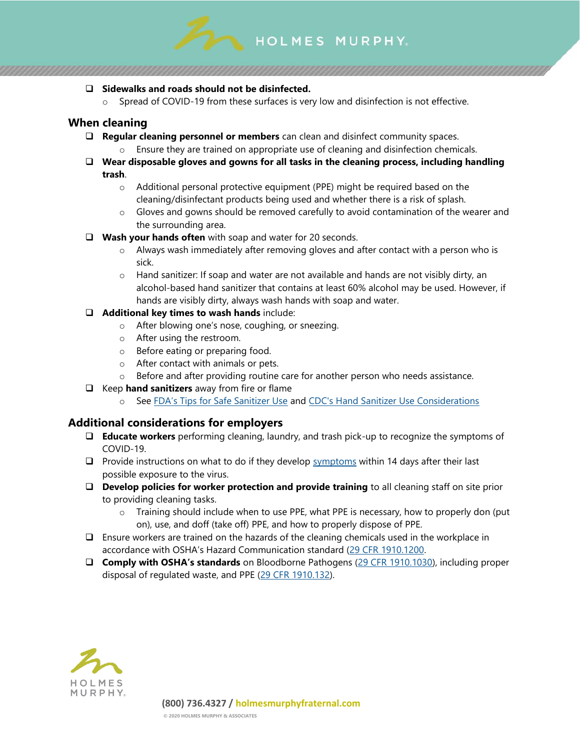- **Sidewalks and roads should not be disinfected.**
  - Spread of COVID-19 from these surfaces is very low and disinfection is not effective.

## When cleaning

- **Regular cleaning personnel or members** can clean and disinfect community spaces.
  - Ensure they are trained on appropriate use of cleaning and disinfection chemicals.
- **Wear disposable gloves and gowns for all tasks in the cleaning process, including handling trash**.
  - Additional personal protective equipment (PPE) might be required based on the cleaning/disinfectant products being used and whether there is a risk of splash.
  - Gloves and gowns should be removed carefully to avoid contamination of the wearer and the surrounding area.
- **Wash your hands often** with soap and water for 20 seconds.
  - Always wash immediately after removing gloves and after contact with a person who is sick.
  - Hand sanitizer: If soap and water are not available and hands are not visibly dirty, an alcohol-based hand sanitizer that contains at least 60% alcohol may be used. However, if hands are visibly dirty, always wash hands with soap and water.
- **Additional key times to wash hands** include:
  - After blowing one's nose, coughing, or sneezing.
  - After using the restroom.
  - Before eating or preparing food.
  - After contact with animals or pets.
  - Before and after providing routine care for another person who needs assistance.
- Keep **hand sanitizers** away from fire or flame
  - See FDA's Tips for Safe Sanitizer Use and CDC's Hand Sanitizer Use Considerations

## Additional considerations for employers

- **Educate workers** performing cleaning, laundry, and trash pick-up to recognize the symptoms of COVID-19.
- Provide instructions on what to do if they develop symptoms within 14 days after their last possible exposure to the virus.
- **Develop policies for worker protection and provide training** to all cleaning staff on site prior to providing cleaning tasks.
  - Training should include when to use PPE, what PPE is necessary, how to properly don (put on), use, and doff (take off) PPE, and how to properly dispose of PPE.
- Ensure workers are trained on the hazards of the cleaning chemicals used in the workplace in accordance with OSHA's Hazard Communication standard (29 CFR 1910.1200.
- **Comply with OSHA's standards** on Bloodborne Pathogens (29 CFR 1910.1030), including proper disposal of regulated waste, and PPE (29 CFR 1910.132).

(800) 736.4327 / **holmesmurphyfraternal.com**

© 2020 HOLMES MURPHY & ASSOCIATES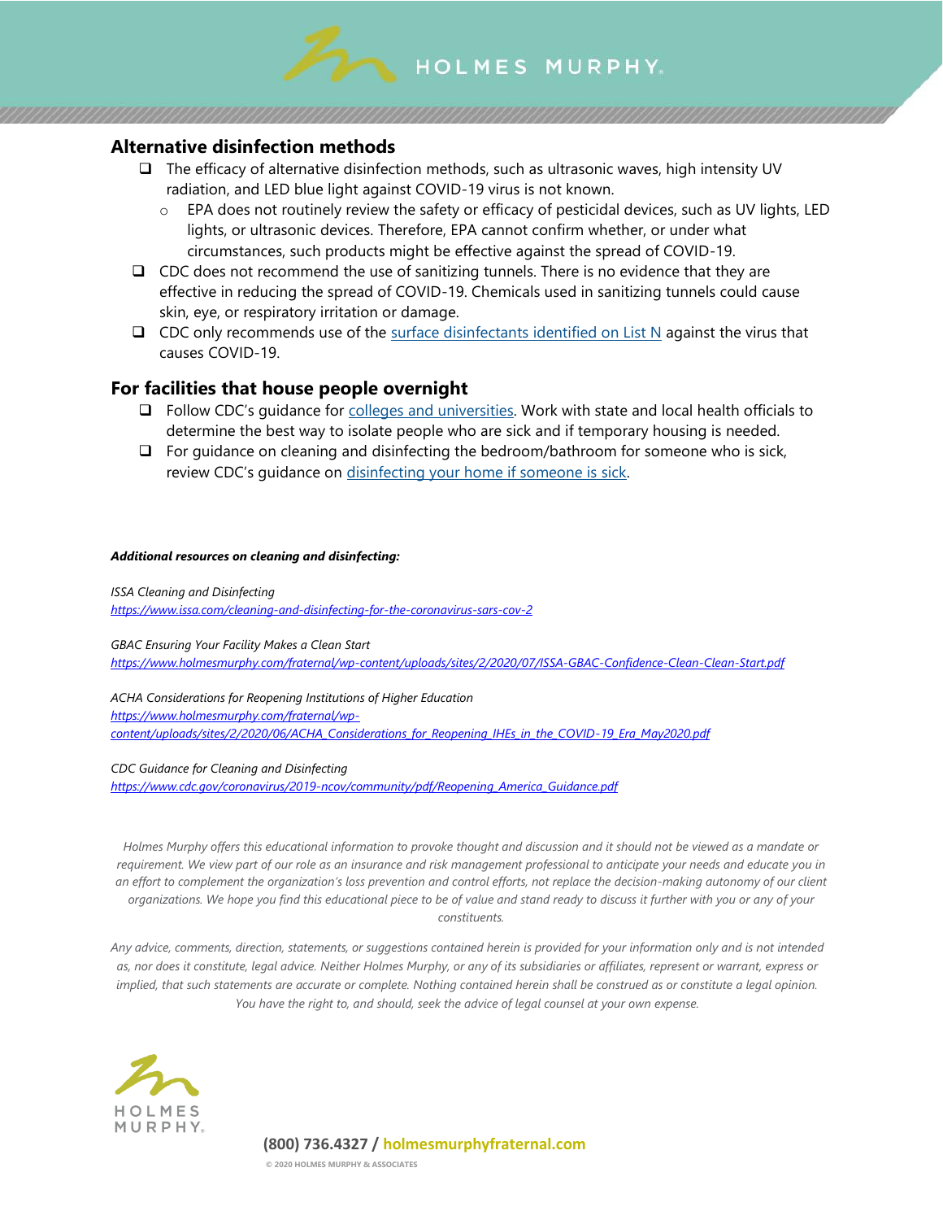## Alternative disinfection methods

- The efficacy of alternative disinfection methods, such as ultrasonic waves, high intensity UV radiation, and LED blue light against COVID-19 virus is not known.
  - EPA does not routinely review the safety or efficacy of pesticidal devices, such as UV lights, LED lights, or ultrasonic devices. Therefore, EPA cannot confirm whether, or under what circumstances, such products might be effective against the spread of COVID-19.
- CDC does not recommend the use of sanitizing tunnels. There is no evidence that they are effective in reducing the spread of COVID-19. Chemicals used in sanitizing tunnels could cause skin, eye, or respiratory irritation or damage.
- CDC only recommends use of the surface disinfectants identified on List N against the virus that causes COVID-19.

## For facilities that house people overnight

- Follow CDC's guidance for colleges and universities. Work with state and local health officials to determine the best way to isolate people who are sick and if temporary housing is needed.
- For guidance on cleaning and disinfecting the bedroom/bathroom for someone who is sick, review CDC's guidance on disinfecting your home if someone is sick.

***Additional resources on cleaning and disinfecting:***

*ISSA Cleaning and Disinfecting*
*https://www.issa.com/cleaning-and-disinfecting-for-the-coronavirus-sars-cov-2*

*GBAC Ensuring Your Facility Makes a Clean Start*
*https://www.holmesmurphy.com/fraternal/wp-content/uploads/sites/2/2020/07/ISSA-GBAC-Confidence-Clean-Clean-Start.pdf*

*ACHA Considerations for Reopening Institutions of Higher Education*
*https://www.holmesmurphy.com/fraternal/wp-content/uploads/sites/2/2020/06/ACHA_Considerations_for_Reopening_IHEs_in_the_COVID-19_Era_May2020.pdf*

*CDC Guidance for Cleaning and Disinfecting*
*https://www.cdc.gov/coronavirus/2019-ncov/community/pdf/Reopening_America_Guidance.pdf*

*Holmes Murphy offers this educational information to provoke thought and discussion and it should not be viewed as a mandate or requirement. We view part of our role as an insurance and risk management professional to anticipate your needs and educate you in an effort to complement the organization's loss prevention and control efforts, not replace the decision-making autonomy of our client organizations. We hope you find this educational piece to be of value and stand ready to discuss it further with you or any of your constituents.*

*Any advice, comments, direction, statements, or suggestions contained herein is provided for your information only and is not intended as, nor does it constitute, legal advice. Neither Holmes Murphy, or any of its subsidiaries or affiliates, represent or warrant, express or implied, that such statements are accurate or complete. Nothing contained herein shall be construed as or constitute a legal opinion. You have the right to, and should, seek the advice of legal counsel at your own expense.*

**(800) 736.4327 / holmesmurphyfraternal.com**

© 2020 HOLMES MURPHY & ASSOCIATES